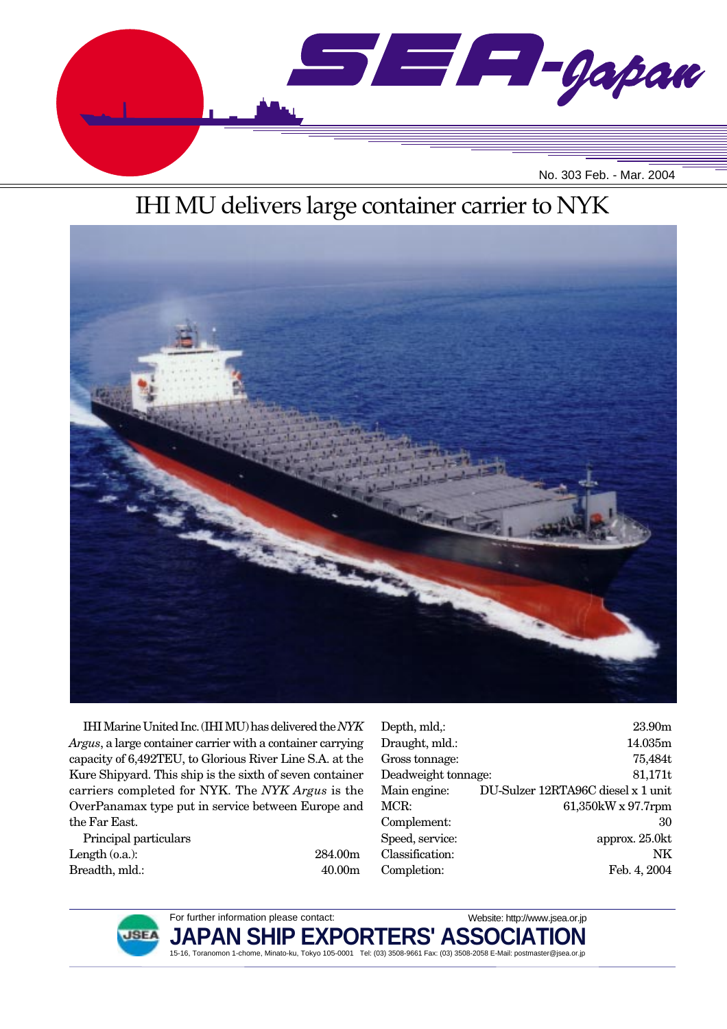# SEA-Japan

No. 303 Feb. - Mar. 2004

## IHI MU delivers large container carrier to NYK

IHI Marine United Inc. (IHI MU) has delivered the *NYK Argus*, a large container carrier with a container carrying capacity of 6,492TEU, to Glorious River Line S.A. at the Kure Shipyard. This ship is the sixth of seven container carriers completed for NYK. The *NYK Argus* is the OverPanamax type put in service between Europe and the Far East.

Principal particulars

| | |
|---|---|
| Length (o.a.): | 284.00m |
| Breadth, mld.: | 40.00m |
| Depth, mld,: | 23.90m |
| Draught, mld.: | 14.035m |
| Gross tonnage: | 75,484t |
| Deadweight tonnage: | 81,171t |
| Main engine: | DU-Sulzer 12RTA96C diesel x 1 unit |
| MCR: | 61,350kW x 97.7rpm |
| Complement: | 30 |
| Speed, service: | approx. 25.0kt |
| Classification: | NK |
| Completion: | Feb. 4, 2004 |

For further information please contact:

**JAPAN SHIP EXPORTERS' ASSOCIATION**

Website: http://www.jsea.or.jp

15-16, Toranomon 1-chome, Minato-ku, Tokyo 105-0001 Tel: (03) 3508-9661 Fax: (03) 3508-2058 E-Mail: postmaster@jsea.or.jp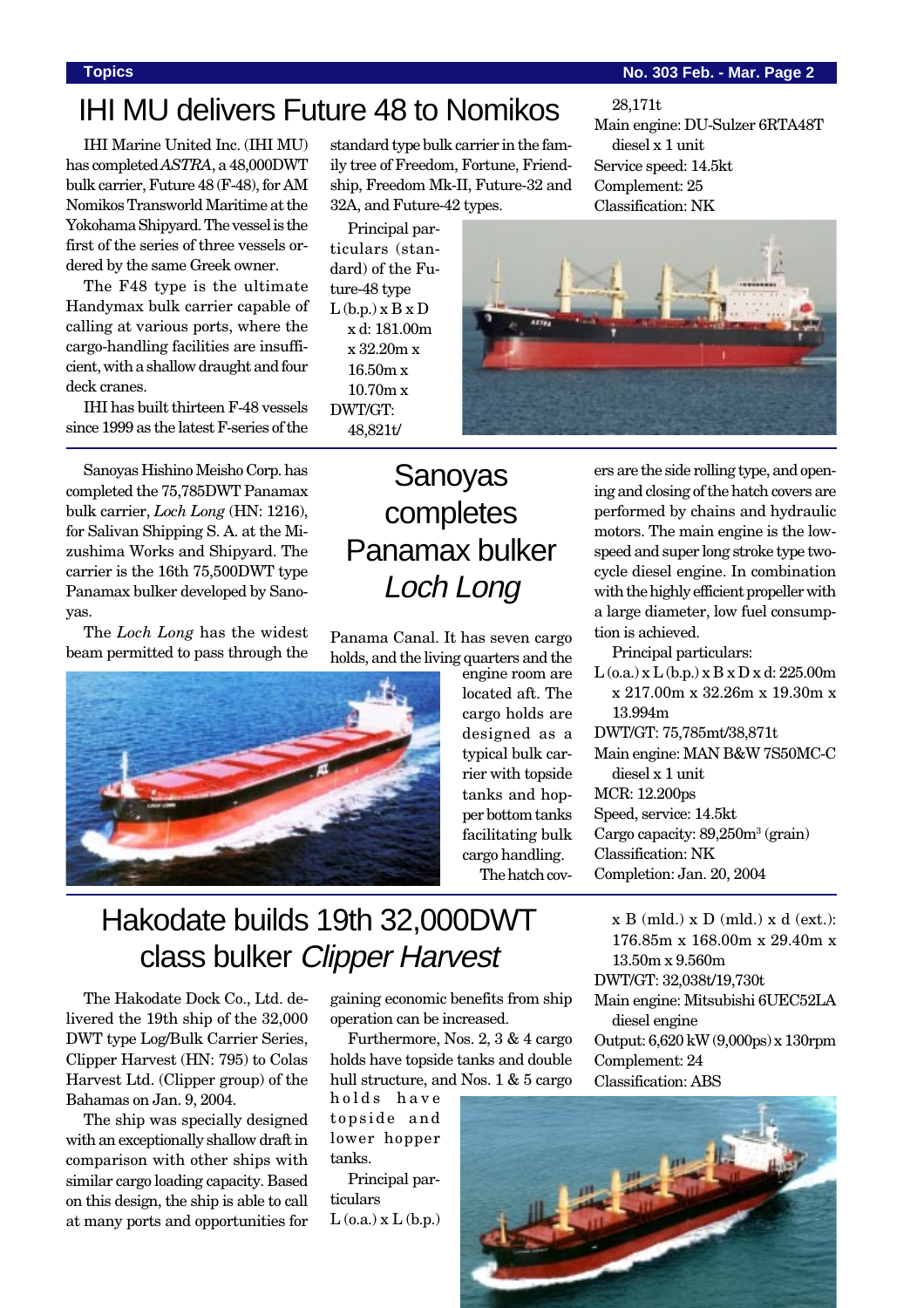# IHI MU delivers Future 48 to Nomikos

IHI Marine United Inc. (IHI MU) has completed *ASTRA*, a 48,000DWT bulk carrier, Future 48 (F-48), for AM Nomikos Transworld Maritime at the Yokohama Shipyard. The vessel is the first of the series of three vessels ordered by the same Greek owner.

The F48 type is the ultimate Handymax bulk carrier capable of calling at various ports, where the cargo-handling facilities are insufficient, with a shallow draught and four deck cranes.

IHI has built thirteen F-48 vessels since 1999 as the latest F-series of the standard type bulk carrier in the family tree of Freedom, Fortune, Friendship, Freedom Mk-II, Future-32 and 32A, and Future-42 types.

Principal particulars (standard) of the Future-48 type

L (b.p.) x B x D x d: 181.00m x 32.20m x 16.50m x 10.70m x
DWT/GT: 48,821t/28,171t
Main engine: DU-Sulzer 6RTA48T diesel x 1 unit
Service speed: 14.5kt
Complement: 25
Classification: NK

# Sanoyas completes Panamax bulker *Loch Long*

Sanoyas Hishino Meisho Corp. has completed the 75,785DWT Panamax bulk carrier, *Loch Long* (HN: 1216), for Salivan Shipping S. A. at the Mizushima Works and Shipyard. The carrier is the 16th 75,500DWT type Panamax bulker developed by Sanoyas.

The *Loch Long* has the widest beam permitted to pass through the Panama Canal. It has seven cargo holds, and the living quarters and the engine room are located aft. The cargo holds are designed as a typical bulk carrier with topside tanks and hopper bottom tanks facilitating bulk cargo handling.

The hatch covers are the side rolling type, and opening and closing of the hatch covers are performed by chains and hydraulic motors. The main engine is the low-speed and super long stroke type two-cycle diesel engine. In combination with the highly efficient propeller with a large diameter, low fuel consumption is achieved.

Principal particulars:

L (o.a.) x L (b.p.) x B x D x d: 225.00m x 217.00m x 32.26m x 19.30m x 13.994m
DWT/GT: 75,785mt/38,871t
Main engine: MAN B&W 7S50MC-C diesel x 1 unit
MCR: 12.200ps
Speed, service: 14.5kt
Cargo capacity: 89,250m$^3$ (grain)
Classification: NK
Completion: Jan. 20, 2004

# Hakodate builds 19th 32,000DWT class bulker *Clipper Harvest*

The Hakodate Dock Co., Ltd. delivered the 19th ship of the 32,000 DWT type Log/Bulk Carrier Series, Clipper Harvest (HN: 795) to Colas Harvest Ltd. (Clipper group) of the Bahamas on Jan. 9, 2004.

The ship was specially designed with an exceptionally shallow draft in comparison with other ships with similar cargo loading capacity. Based on this design, the ship is able to call at many ports and opportunities for gaining economic benefits from ship operation can be increased.

Furthermore, Nos. 2, 3 & 4 cargo holds have topside tanks and double hull structure, and Nos. 1 & 5 cargo holds have topside and lower hopper tanks.

Principal particulars

L (o.a.) x L (b.p.) x B (mld.) x D (mld.) x d (ext.): 176.85m x 168.00m x 29.40m x 13.50m x 9.560m
DWT/GT: 32,038t/19,730t
Main engine: Mitsubishi 6UEC52LA diesel engine
Output: 6,620 kW (9,000ps) x 130rpm
Complement: 24
Classification: ABS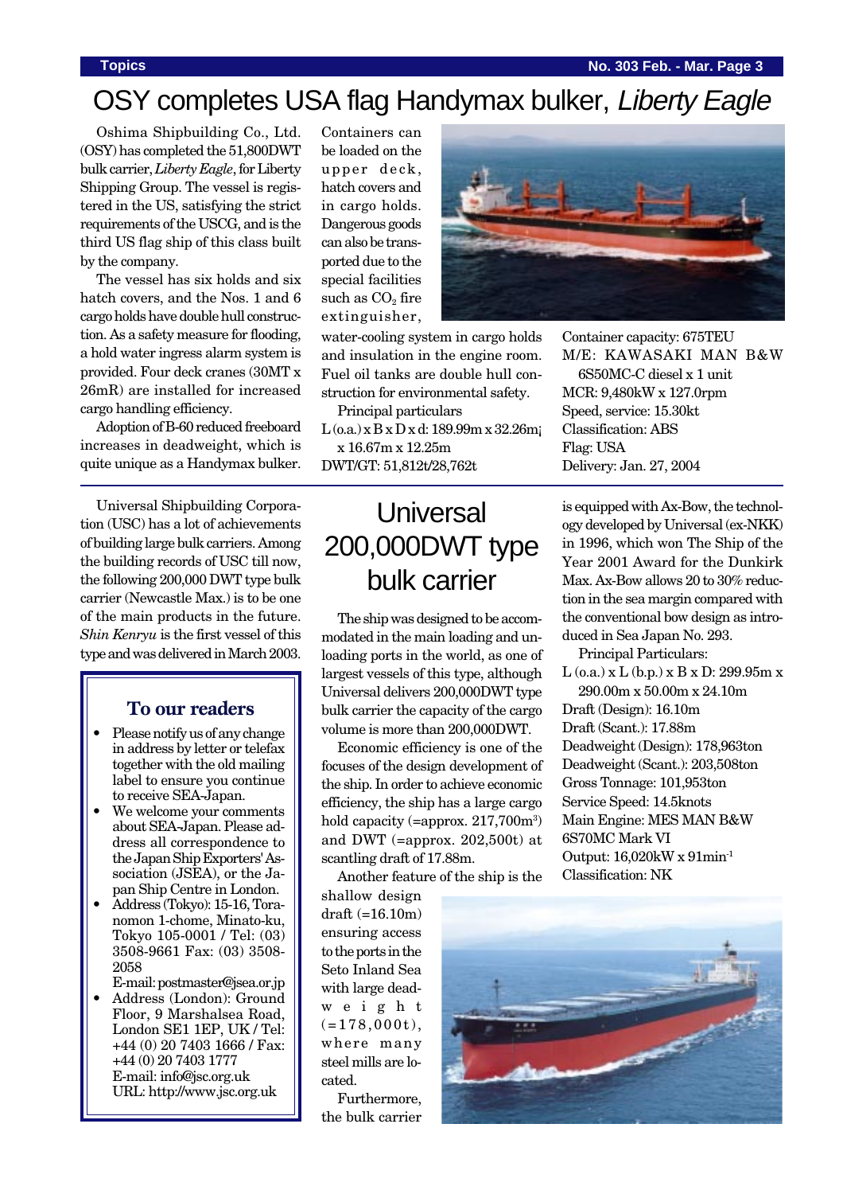# OSY completes USA flag Handymax bulker, *Liberty Eagle*

Oshima Shipbuilding Co., Ltd. (OSY) has completed the 51,800DWT bulk carrier, *Liberty Eagle*, for Liberty Shipping Group. The vessel is registered in the US, satisfying the strict requirements of the USCG, and is the third US flag ship of this class built by the company.

The vessel has six holds and six hatch covers, and the Nos. 1 and 6 cargo holds have double hull construction. As a safety measure for flooding, a hold water ingress alarm system is provided. Four deck cranes (30MT x 26mR) are installed for increased cargo handling efficiency.

Adoption of B-60 reduced freeboard increases in deadweight, which is quite unique as a Handymax bulker. Containers can be loaded on the upper deck, hatch covers and in cargo holds. Dangerous goods can also be transported due to the special facilities such as $CO_2$ fire extinguisher, water-cooling system in cargo holds and insulation in the engine room. Fuel oil tanks are double hull construction for environmental safety.

Principal particulars

L (o.a.) x B x D x d: 189.99m x 32.26m¡ x 16.67m x 12.25m
DWT/GT: 51,812t/28,762t
Container capacity: 675TEU
M/E: KAWASAKI MAN B&W 6S50MC-C diesel x 1 unit
MCR: 9,480kW x 127.0rpm
Speed, service: 15.30kt
Classification: ABS
Flag: USA
Delivery: Jan. 27, 2004

# Universal 200,000DWT type bulk carrier

Universal Shipbuilding Corporation (USC) has a lot of achievements of building large bulk carriers. Among the building records of USC till now, the following 200,000 DWT type bulk carrier (Newcastle Max.) is to be one of the main products in the future. *Shin Kenryu* is the first vessel of this type and was delivered in March 2003.

The ship was designed to be accommodated in the main loading and unloading ports in the world, as one of largest vessels of this type, although Universal delivers 200,000DWT type bulk carrier the capacity of the cargo volume is more than 200,000DWT.

Economic efficiency is one of the focuses of the design development of the ship. In order to achieve economic efficiency, the ship has a large cargo hold capacity (=approx. 217,700m$^3$) and DWT (=approx. 202,500t) at scantling draft of 17.88m.

Another feature of the ship is the shallow design draft (=16.10m) ensuring access to the ports in the Seto Inland Sea with large deadweight (=178,000t), where many steel mills are located.

Furthermore, the bulk carrier is equipped with Ax-Bow, the technology developed by Universal (ex-NKK) in 1996, which won The Ship of the Year 2001 Award for the Dunkirk Max. Ax-Bow allows 20 to 30% reduction in the sea margin compared with the conventional bow design as introduced in Sea Japan No. 293.

Principal Particulars:

L (o.a.) x L (b.p.) x B x D: 299.95m x 290.00m x 50.00m x 24.10m
Draft (Design): 16.10m
Draft (Scant.): 17.88m
Deadweight (Design): 178,963ton
Deadweight (Scant.): 203,508ton
Gross Tonnage: 101,953ton
Service Speed: 14.5knots
Main Engine: MES MAN B&W 6S70MC Mark VI
Output: 16,020kW x 91min$^{-1}$
Classification: NK

## To our readers

- Please notify us of any change in address by letter or telefax together with the old mailing label to ensure you continue to receive SEA-Japan.
- We welcome your comments about SEA-Japan. Please address all correspondence to the Japan Ship Exporters' Association (JSEA), or the Japan Ship Centre in London.
- Address (Tokyo): 15-16, Toranomon 1-chome, Minato-ku, Tokyo 105-0001 / Tel: (03) 3508-9661 Fax: (03) 3508-2058
  E-mail: postmaster@jsea.or.jp
- Address (London): Ground Floor, 9 Marshalsea Road, London SE1 1EP, UK / Tel: +44 (0) 20 7403 1666 / Fax: +44 (0) 20 7403 1777
  E-mail: info@jsc.org.uk
  URL: http://www.jsc.org.uk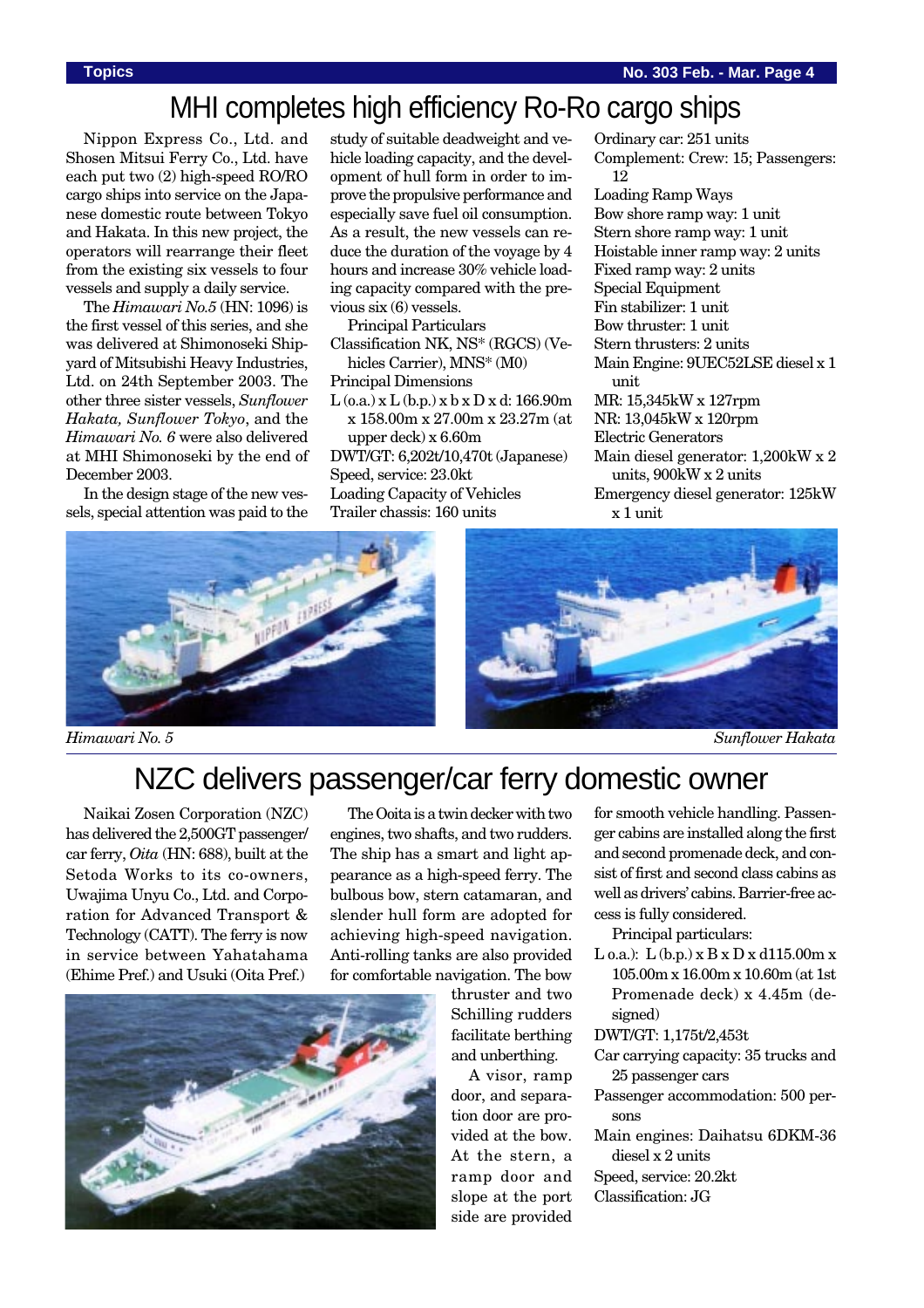# MHI completes high efficiency Ro-Ro cargo ships

Nippon Express Co., Ltd. and Shosen Mitsui Ferry Co., Ltd. have each put two (2) high-speed RO/RO cargo ships into service on the Japanese domestic route between Tokyo and Hakata. In this new project, the operators will rearrange their fleet from the existing six vessels to four vessels and supply a daily service.

The *Himawari No.5* (HN: 1096) is the first vessel of this series, and she was delivered at Shimonoseki Shipyard of Mitsubishi Heavy Industries, Ltd. on 24th September 2003. The other three sister vessels, *Sunflower Hakata, Sunflower Tokyo*, and the *Himawari No. 6* were also delivered at MHI Shimonoseki by the end of December 2003.

In the design stage of the new vessels, special attention was paid to the study of suitable deadweight and vehicle loading capacity, and the development of hull form in order to improve the propulsive performance and especially save fuel oil consumption. As a result, the new vessels can reduce the duration of the voyage by 4 hours and increase 30% vehicle loading capacity compared with the previous six (6) vessels.

Principal Particulars

- Classification NK, NS* (RGCS) (Vehicles Carrier), MNS* (M0)
- Principal Dimensions
- L (o.a.) x L (b.p.) x b x D x d: 166.90m x 158.00m x 27.00m x 23.27m (at upper deck) x 6.60m
- DWT/GT: 6,202t/10,470t (Japanese)
- Speed, service: 23.0kt
- Loading Capacity of Vehicles
- Trailer chassis: 160 units
- Ordinary car: 251 units
- Complement: Crew: 15; Passengers: 12
- Loading Ramp Ways
- Bow shore ramp way: 1 unit
- Stern shore ramp way: 1 unit
- Hoistable inner ramp way: 2 units
- Fixed ramp way: 2 units
- Special Equipment
- Fin stabilizer: 1 unit
- Bow thruster: 1 unit
- Stern thrusters: 2 units
- Main Engine: 9UEC52LSE diesel x 1 unit
- MR: 15,345kW x 127rpm
- NR: 13,045kW x 120rpm
- Electric Generators
- Main diesel generator: 1,200kW x 2 units, 900kW x 2 units
- Emergency diesel generator: 125kW x 1 unit

*Himawari No. 5*

*Sunflower Hakata*

# NZC delivers passenger/car ferry domestic owner

Naikai Zosen Corporation (NZC) has delivered the 2,500GT passenger/car ferry, *Oita* (HN: 688), built at the Setoda Works to its co-owners, Uwajima Unyu Co., Ltd. and Corporation for Advanced Transport & Technology (CATT). The ferry is now in service between Yahatahama (Ehime Pref.) and Usuki (Oita Pref.)

The Ooita is a twin decker with two engines, two shafts, and two rudders. The ship has a smart and light appearance as a high-speed ferry. The bulbous bow, stern catamaran, and slender hull form are adopted for achieving high-speed navigation. Anti-rolling tanks are also provided for comfortable navigation. The bow thruster and two Schilling rudders facilitate berthing and unberthing.

A visor, ramp door, and separation door are provided at the bow. At the stern, a ramp door and slope at the port side are provided for smooth vehicle handling. Passenger cabins are installed along the first and second promenade deck, and consist of first and second class cabins as well as drivers' cabins. Barrier-free access is fully considered.

Principal particulars:

- L o.a.): L (b.p.) x B x D x d115.00m x 105.00m x 16.00m x 10.60m (at 1st Promenade deck) x 4.45m (designed)
- DWT/GT: 1,175t/2,453t
- Car carrying capacity: 35 trucks and 25 passenger cars
- Passenger accommodation: 500 persons
- Main engines: Daihatsu 6DKM-36 diesel x 2 units
- Speed, service: 20.2kt
- Classification: JG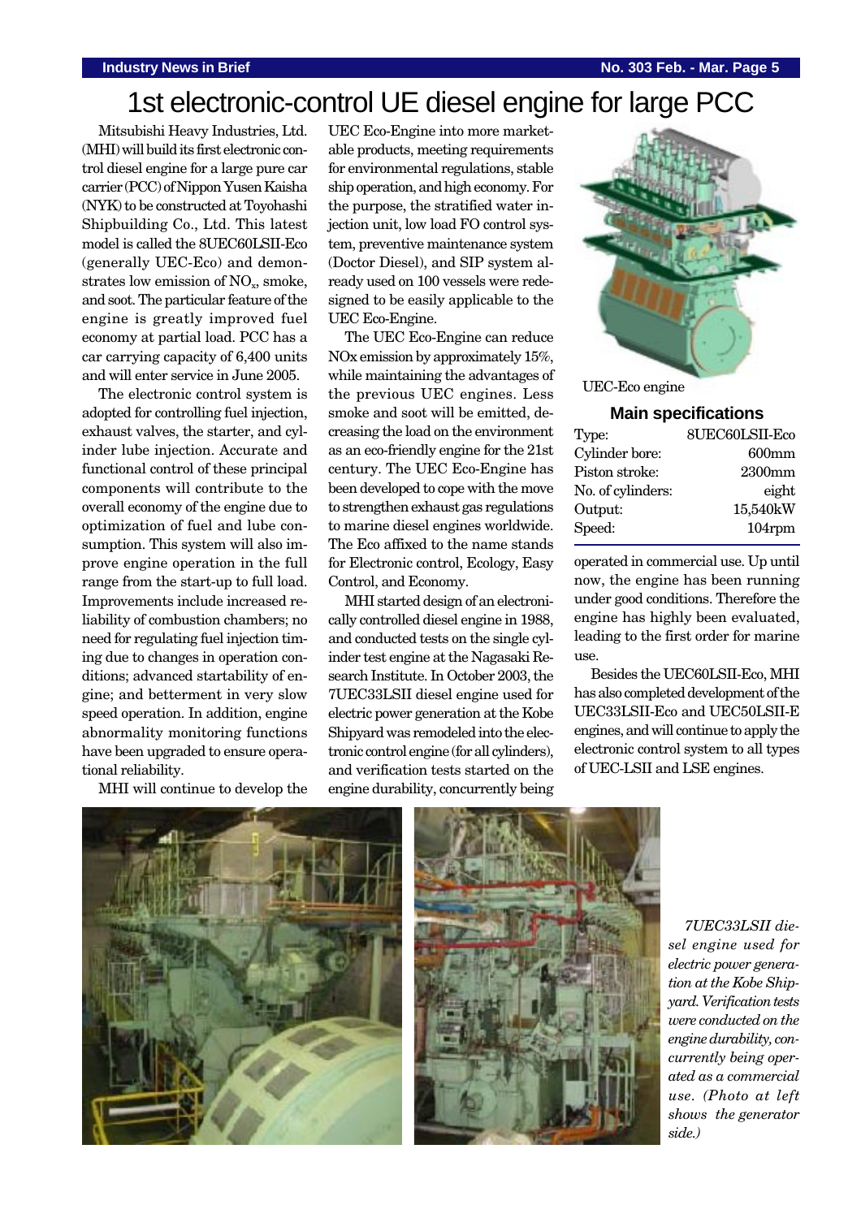# 1st electronic-control UE diesel engine for large PCC

Mitsubishi Heavy Industries, Ltd. (MHI) will build its first electronic control diesel engine for a large pure car carrier (PCC) of Nippon Yusen Kaisha (NYK) to be constructed at Toyohashi Shipbuilding Co., Ltd. This latest model is called the 8UEC60LSII-Eco (generally UEC-Eco) and demonstrates low emission of $NO_x$, smoke, and soot. The particular feature of the engine is greatly improved fuel economy at partial load. PCC has a car carrying capacity of 6,400 units and will enter service in June 2005.

The electronic control system is adopted for controlling fuel injection, exhaust valves, the starter, and cylinder lube injection. Accurate and functional control of these principal components will contribute to the overall economy of the engine due to optimization of fuel and lube consumption. This system will also improve engine operation in the full range from the start-up to full load. Improvements include increased reliability of combustion chambers; no need for regulating fuel injection timing due to changes in operation conditions; advanced startability of engine; and betterment in very slow speed operation. In addition, engine abnormality monitoring functions have been upgraded to ensure operational reliability.

MHI will continue to develop the UEC Eco-Engine into more marketable products, meeting requirements for environmental regulations, stable ship operation, and high economy. For the purpose, the stratified water injection unit, low load FO control system, preventive maintenance system (Doctor Diesel), and SIP system already used on 100 vessels were redesigned to be easily applicable to the UEC Eco-Engine.

The UEC Eco-Engine can reduce NOx emission by approximately 15%, while maintaining the advantages of the previous UEC engines. Less smoke and soot will be emitted, decreasing the load on the environment as an eco-friendly engine for the 21st century. The UEC Eco-Engine has been developed to cope with the move to strengthen exhaust gas regulations to marine diesel engines worldwide. The Eco affixed to the name stands for Electronic control, Ecology, Easy Control, and Economy.

MHI started design of an electronically controlled diesel engine in 1988, and conducted tests on the single cylinder test engine at the Nagasaki Research Institute. In October 2003, the 7UEC33LSII diesel engine used for electric power generation at the Kobe Shipyard was remodeled into the electronic control engine (for all cylinders), and verification tests started on the engine durability, concurrently being operated in commercial use. Up until now, the engine has been running under good conditions. Therefore the engine has highly been evaluated, leading to the first order for marine use.

Besides the UEC60LSII-Eco, MHI has also completed development of the UEC33LSII-Eco and UEC50LSII-E engines, and will continue to apply the electronic control system to all types of UEC-LSII and LSE engines.

UEC-Eco engine

**Main specifications**

| Type: | 8UEC60LSII-Eco |
|---|---|
| Cylinder bore: | 600mm |
| Piston stroke: | 2300mm |
| No. of cylinders: | eight |
| Output: | 15,540kW |
| Speed: | 104rpm |

*7UEC33LSII diesel engine used for electric power generation at the Kobe Shipyard. Verification tests were conducted on the engine durability, concurrently being operated as a commercial use. (Photo at left shows the generator side.)*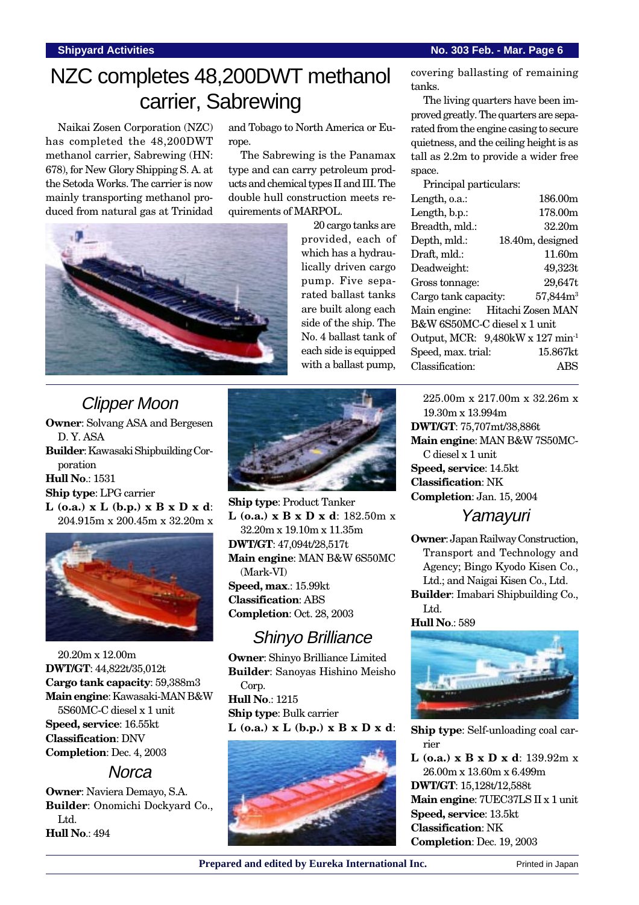# NZC completes 48,200DWT methanol carrier, Sabrewing

Naikai Zosen Corporation (NZC) has completed the 48,200DWT methanol carrier, Sabrewing (HN: 678), for New Glory Shipping S. A. at the Setoda Works. The carrier is now mainly transporting methanol produced from natural gas at Trinidad and Tobago to North America or Europe.

The Sabrewing is the Panamax type and can carry petroleum products and chemical types II and III. The double hull construction meets requirements of MARPOL.

20 cargo tanks are provided, each of which has a hydraulically driven cargo pump. Five separated ballast tanks are built along each side of the ship. The No. 4 ballast tank of each side is equipped with a ballast pump, covering ballasting of remaining tanks.

The living quarters have been improved greatly. The quarters are separated from the engine casing to secure quietness, and the ceiling height is as tall as 2.2m to provide a wider free space.

Principal particulars:

| | |
|---|---|
| Length, o.a.: | 186.00m |
| Length, b.p.: | 178.00m |
| Breadth, mld.: | 32.20m |
| Depth, mld.: | 18.40m, designed |
| Draft, mld.: | 11.60m |
| Deadweight: | 49,323t |
| Gross tonnage: | 29,647t |
| Cargo tank capacity: | 57,844m$^3$ |
| Main engine: | Hitachi Zosen MAN B&W 6S50MC-C diesel x 1 unit |
| Output, MCR: | 9,480kW x 127 min$^{-1}$ |
| Speed, max. trial: | 15.867kt |
| Classification: | ABS |

## Clipper Moon

**Owner**: Solvang ASA and Bergesen D. Y. ASA
**Builder**: Kawasaki Shipbuilding Corporation
**Hull No.**: 1531
**Ship type**: LPG carrier
**L (o.a.) x L (b.p.) x B x D x d**: 204.915m x 200.45m x 32.20m x 20.20m x 12.00m
**DWT/GT**: 44,822t/35,012t
**Cargo tank capacity**: 59,388m3
**Main engine**: Kawasaki-MAN B&W 5S60MC-C diesel x 1 unit
**Speed, service**: 16.55kt
**Classification**: DNV
**Completion**: Dec. 4, 2003

## Norca

**Owner**: Naviera Demayo, S.A.
**Builder**: Onomichi Dockyard Co., Ltd.
**Hull No.**: 494
**Ship type**: Product Tanker
**L (o.a.) x B x D x d**: 182.50m x 32.20m x 19.10m x 11.35m
**DWT/GT**: 47,094t/28,517t
**Main engine**: MAN B&W 6S50MC (Mark-VI)
**Speed, max.**: 15.99kt
**Classification**: ABS
**Completion**: Oct. 28, 2003

## Shinyo Brilliance

**Owner**: Shinyo Brilliance Limited
**Builder**: Sanoyas Hishino Meisho Corp.
**Hull No.**: 1215
**Ship type**: Bulk carrier
**L (o.a.) x L (b.p.) x B x D x d**: 225.00m x 217.00m x 32.26m x 19.30m x 13.994m
**DWT/GT**: 75,707mt/38,886t
**Main engine**: MAN B&W 7S50MC-C diesel x 1 unit
**Speed, service**: 14.5kt
**Classification**: NK
**Completion**: Jan. 15, 2004

## Yamayuri

**Owner**: Japan Railway Construction, Transport and Technology and Agency; Bingo Kyodo Kisen Co., Ltd.; and Naigai Kisen Co., Ltd.
**Builder**: Imabari Shipbuilding Co., Ltd.
**Hull No.**: 589
**Ship type**: Self-unloading coal carrier
**L (o.a.) x B x D x d**: 139.92m x 26.00m x 13.60m x 6.499m
**DWT/GT**: 15,128t/12,588t
**Main engine**: 7UEC37LS II x 1 unit
**Speed, service**: 13.5kt
**Classification**: NK
**Completion**: Dec. 19, 2003

Prepared and edited by Eureka International Inc.